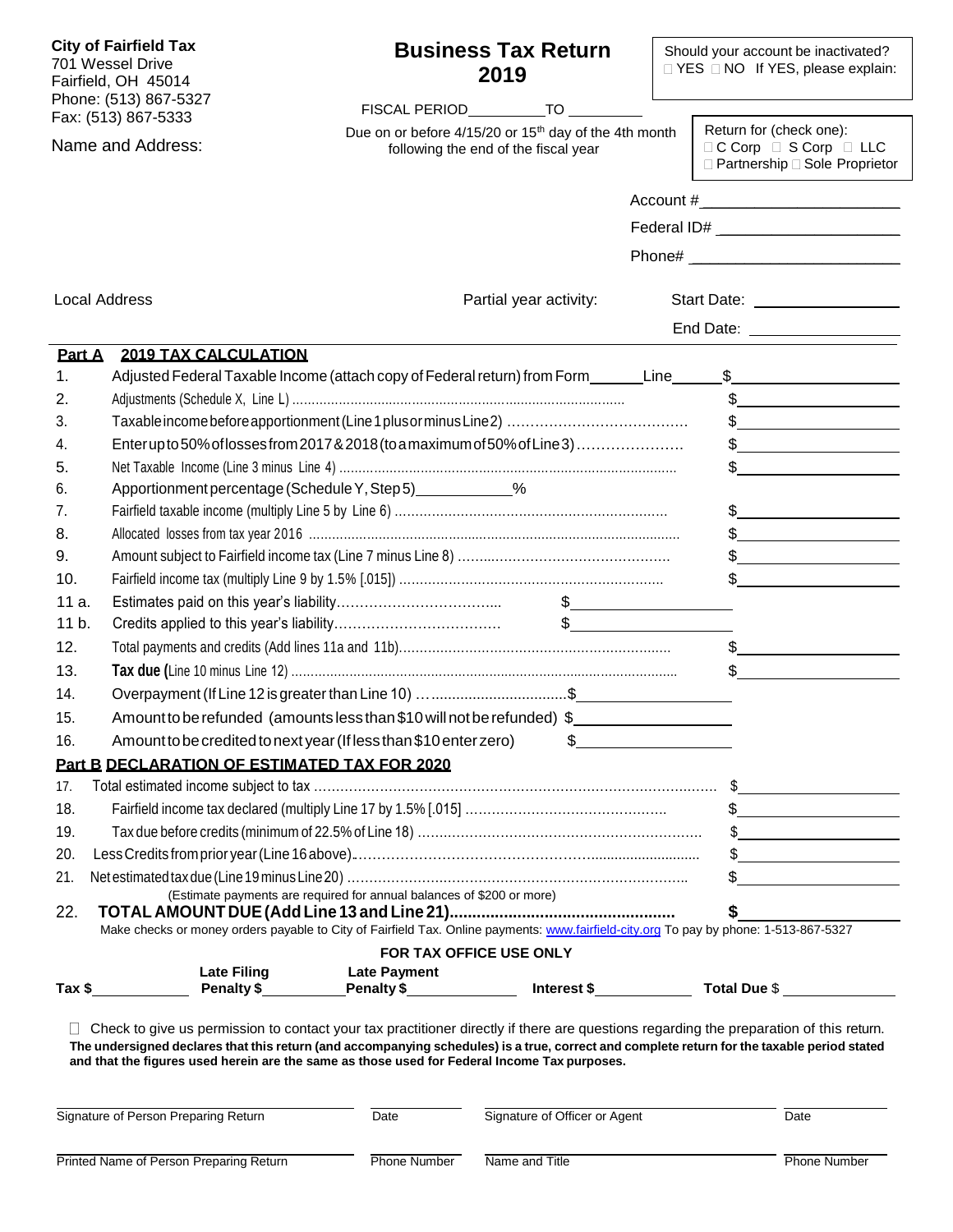**City of Fairfield Tax**
701 Wessel Drive
Fairfield, OH 45014
Phone: (513) 867-5327
Fax: (513) 867-5333

Name and Address:

# Business Tax Return 2019

FISCAL PERIOD__________TO __________

Due on or before 4/15/20 or 15th day of the 4th month following the end of the fiscal year

Should your account be inactivated? ☐ YES ☐ NO If YES, please explain:

Return for (check one):
☐ C Corp ☐ S Corp ☐ LLC
☐ Partnership ☐ Sole Proprietor

Account #______________________

Federal ID# ______________________

Phone# ______________________

Local Address

Partial year activity:

Start Date: ______________

End Date: ______________

## Part A 2019 TAX CALCULATION

| | | | |
|---|---|---|---|
| 1. | Adjusted Federal Taxable Income (attach copy of Federal return) from Form______Line______ | | $__________ |
| 2. | Adjustments (Schedule X, Line L) | | $__________ |
| 3. | Taxable income before apportionment (Line 1 plus or minus Line 2) | | $__________ |
| 4. | Enter up to 50% of losses from 2017 & 2018 (to a maximum of 50% of Line 3) | | $__________ |
| 5. | Net Taxable Income (Line 3 minus Line 4) | | $__________ |
| 6. | Apportionment percentage (Schedule Y, Step 5)____________% | | |
| 7. | Fairfield taxable income (multiply Line 5 by Line 6) | | $__________ |
| 8. | Allocated losses from tax year 2016 | | $__________ |
| 9. | Amount subject to Fairfield income tax (Line 7 minus Line 8) | | $__________ |
| 10. | Fairfield income tax (multiply Line 9 by 1.5% [.015]) | | $__________ |
| 11 a. | Estimates paid on this year's liability | $__________ | |
| 11 b. | Credits applied to this year's liability | $__________ | |
| 12. | Total payments and credits (Add lines 11a and 11b) | | $__________ |
| 13. | **Tax due (**Line 10 minus Line 12) | | $__________ |
| 14. | Overpayment (If Line 12 is greater than Line 10) | $__________ | |
| 15. | Amount to be refunded (amounts less than $10 will not be refunded) | $__________ | |
| 16. | Amount to be credited to next year (If less than $10 enter zero) | $__________ | |

## Part B DECLARATION OF ESTIMATED TAX FOR 2020

| | | |
|---|---|---|
| 17. | Total estimated income subject to tax | $__________ |
| 18. | Fairfield income tax declared (multiply Line 17 by 1.5% [.015] | $__________ |
| 19. | Tax due before credits (minimum of 22.5% of Line 18) | $__________ |
| 20. | Less Credits from prior year (Line 16 above) | $__________ |
| 21. | Net estimated tax due (Line 19 minus Line 20) | $__________ |
| | (Estimate payments are required for annual balances of $200 or more) | |
| 22. | **TOTAL AMOUNT DUE (Add Line 13 and Line 21)** | **$**__________ |

Make checks or money orders payable to City of Fairfield Tax. Online payments: www.fairfield-city.org To pay by phone: 1-513-867-5327

**FOR TAX OFFICE USE ONLY**

**Tax $**__________ **Late Filing Penalty $**__________ **Late Payment Penalty $**__________ **Interest $**__________ **Total Due** $__________

☐ Check to give us permission to contact your tax practitioner directly if there are questions regarding the preparation of this return.

**The undersigned declares that this return (and accompanying schedules) is a true, correct and complete return for the taxable period stated and that the figures used herein are the same as those used for Federal Income Tax purposes.**

| | | | |
|---|---|---|---|
| Signature of Person Preparing Return | Date | Signature of Officer or Agent | Date |
| Printed Name of Person Preparing Return | Phone Number | Name and Title | Phone Number |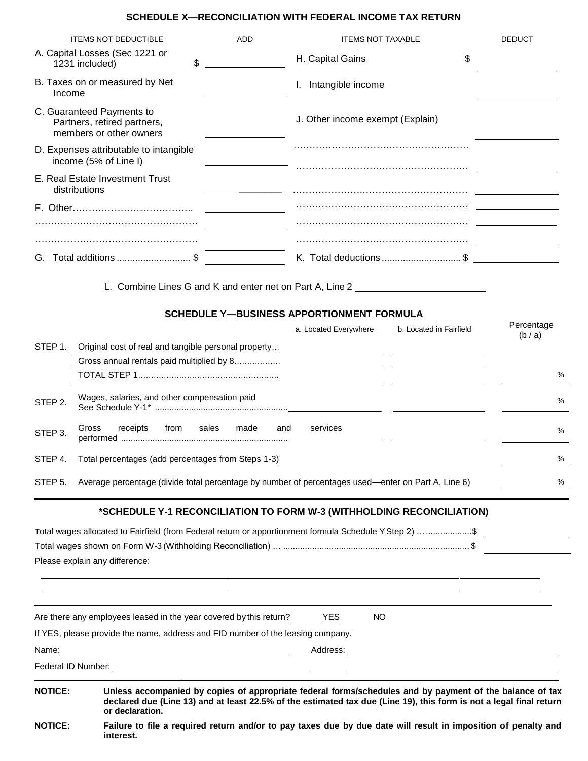## SCHEDULE X—RECONCILIATION WITH FEDERAL INCOME TAX RETURN

| ITEMS NOT DEDUCTIBLE | ADD | ITEMS NOT TAXABLE | DEDUCT |
|---|---|---|---|
| A. Capital Losses (Sec 1221 or 1231 included) | $ | H. Capital Gains | $ |
| B. Taxes on or measured by Net Income | | I. Intangible income | |
| C. Guaranteed Payments to Partners, retired partners, members or other owners | | J. Other income exempt (Explain) | |
| D. Expenses attributable to intangible income (5% of Line I) | | ………………………………………………… | |
| | | ………………………………………………… | |
| E. Real Estate Investment Trust distributions | | ………………………………………………… | |
| F. Other……………………………….. | | ………………………………………………… | |
| …………………………………………… | | ………………………………………………… | |
| …………………………………………… | | ………………………………………………… | |
| G. Total additions ............................ $ | | K. Total deductions .............................. $ | |

L. Combine Lines G and K and enter net on Part A, Line 2 ____________________

## SCHEDULE Y—BUSINESS APPORTIONMENT FORMULA

| | | a. Located Everywhere | b. Located in Fairfield | Percentage (b / a) |
|---|---|---|---|---|
| STEP 1. | Original cost of real and tangible personal property… | | | |
| | Gross annual rentals paid multiplied by 8……………… | | | |
| | TOTAL STEP 1……………………………………………… | | | % |
| STEP 2. | Wages, salaries, and other compensation paid See Schedule Y-1* ........................................................ | | | % |
| STEP 3. | Gross receipts from sales made and services performed ...................................................................... | | | % |
| STEP 4. | Total percentages (add percentages from Steps 1-3) | | | % |
| STEP 5. | Average percentage (divide total percentage by number of percentages used—enter on Part A, Line 6) | | | % |

## *SCHEDULE Y-1 RECONCILIATION TO FORM W-3 (WITHHOLDING RECONCILIATION)

Total wages allocated to Fairfield (from Federal return or apportionment formula Schedule Y Step 2) …..................$ ____________

Total wages shown on Form W-3 (Withholding Reconciliation) … ............................................................................ $ ____________

Please explain any difference:

______________________________________________________________________________

______________________________________________________________________________

Are there any employees leased in the year covered by this return? _______YES _______NO

If YES, please provide the name, address and FID number of the leasing company.

Name: ______________________________ Address: ______________________________

Federal ID Number: ______________________________ ______________________________

**NOTICE:** **Unless accompanied by copies of appropriate federal forms/schedules and by payment of the balance of tax declared due (Line 13) and at least 22.5% of the estimated tax due (Line 19), this form is not a legal final return or declaration.**

**NOTICE:** **Failure to file a required return and/or to pay taxes due by due date will result in imposition of penalty and interest.**